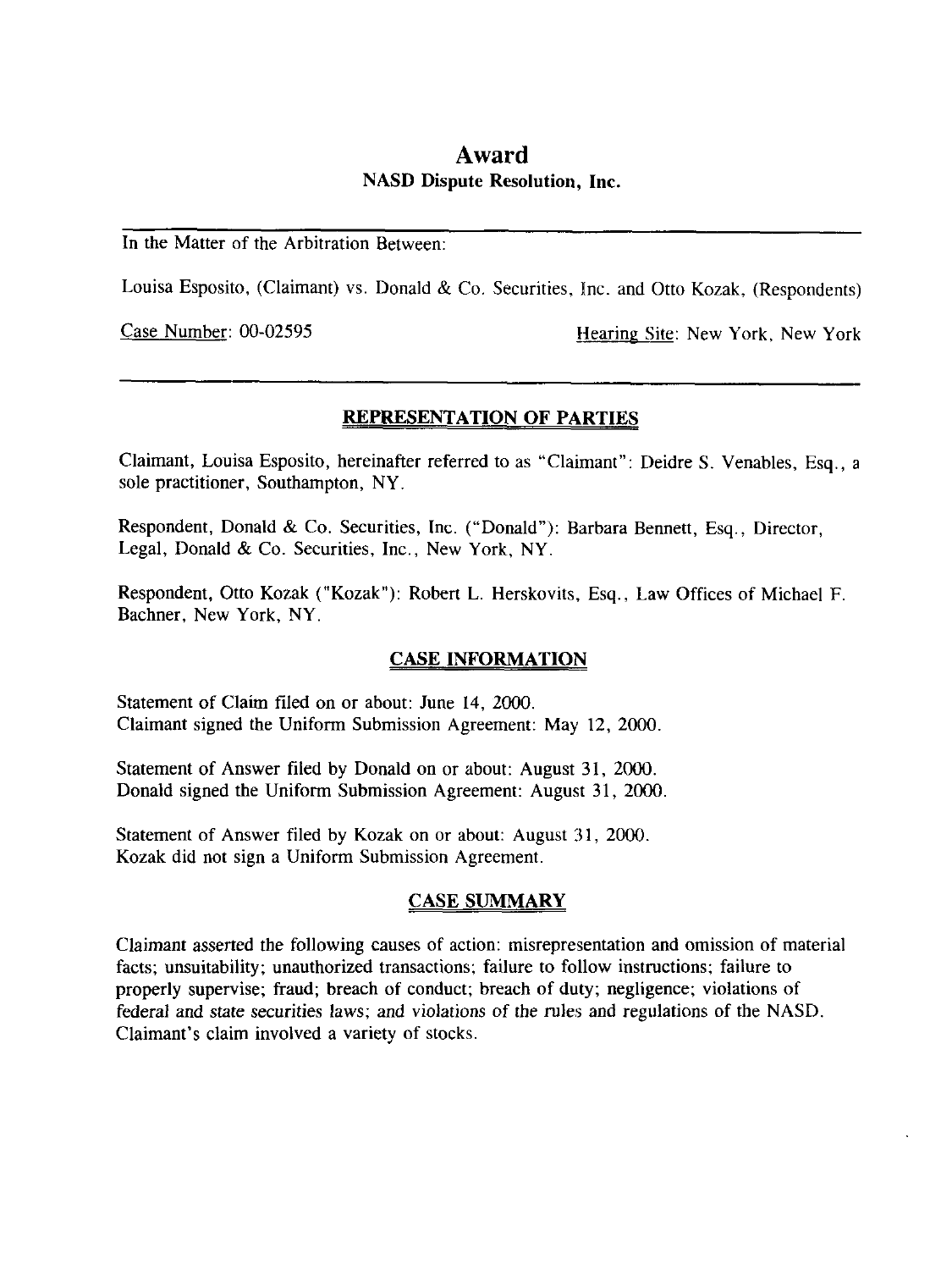# Award

## NASD Dispute Resolution, Inc.

---

In the Matter of the Arbitration Between:

Louisa Esposito, (Claimant) vs. Donald & Co. Securities, Inc. and Otto Kozak, (Respondents)

Case Number: 00-02595 Hearing Site: New York, New York

---

### REPRESENTATION OF PARTIES

Claimant, Louisa Esposito, hereinafter referred to as "Claimant": Deidre S. Venables, Esq., a sole practitioner, Southampton, NY.

Respondent, Donald & Co. Securities, Inc. ("Donald"): Barbara Bennett, Esq., Director, Legal, Donald & Co. Securities, Inc., New York, NY.

Respondent, Otto Kozak ("Kozak"): Robert L. Herskovits, Esq., Law Offices of Michael F. Bachner, New York, NY.

### CASE INFORMATION

Statement of Claim filed on or about: June 14, 2000.
Claimant signed the Uniform Submission Agreement: May 12, 2000.

Statement of Answer filed by Donald on or about: August 31, 2000.
Donald signed the Uniform Submission Agreement: August 31, 2000.

Statement of Answer filed by Kozak on or about: August 31, 2000.
Kozak did not sign a Uniform Submission Agreement.

### CASE SUMMARY

Claimant asserted the following causes of action: misrepresentation and omission of material facts; unsuitability; unauthorized transactions; failure to follow instructions; failure to properly supervise; fraud; breach of conduct; breach of duty; negligence; violations of federal and state securities laws; and violations of the rules and regulations of the NASD. Claimant's claim involved a variety of stocks.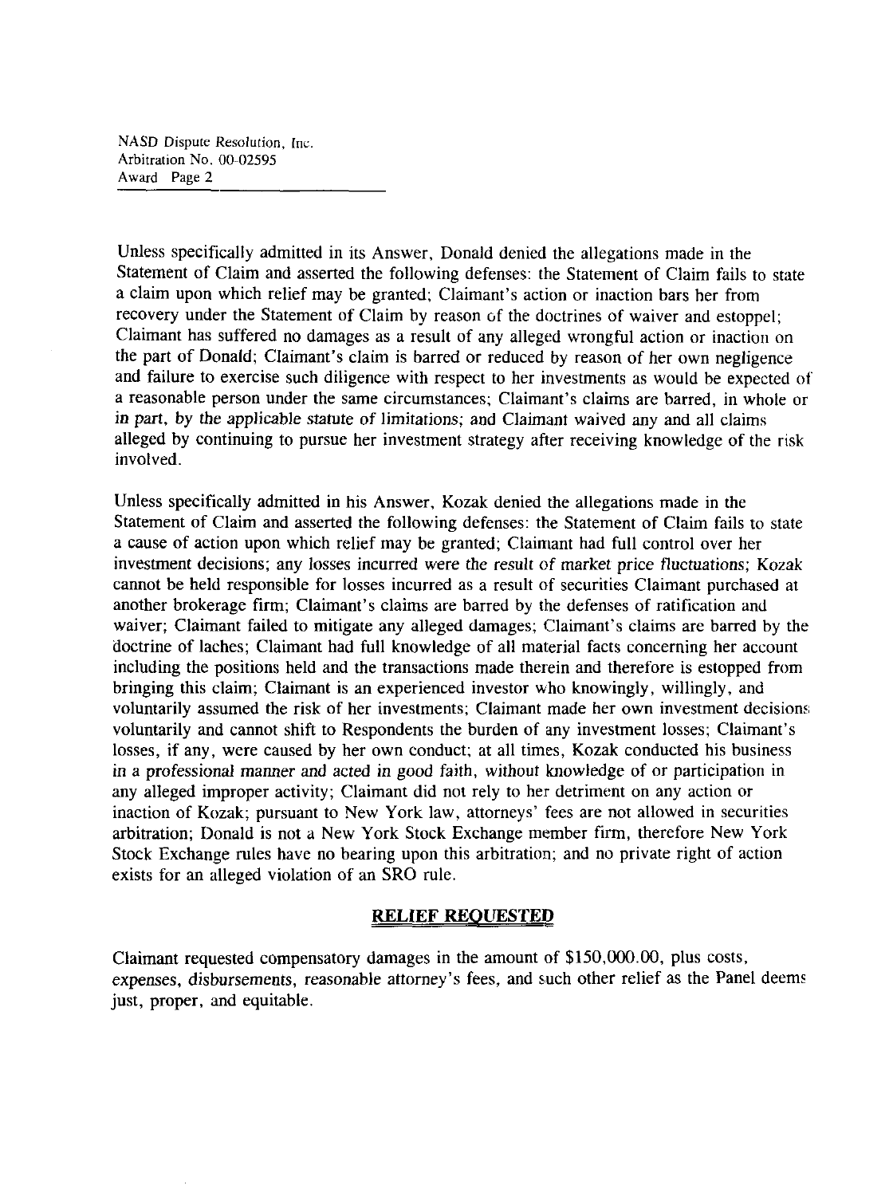Unless specifically admitted in its Answer, Donald denied the allegations made in the Statement of Claim and asserted the following defenses: the Statement of Claim fails to state a claim upon which relief may be granted; Claimant's action or inaction bars her from recovery under the Statement of Claim by reason of the doctrines of waiver and estoppel; Claimant has suffered no damages as a result of any alleged wrongful action or inaction on the part of Donald; Claimant's claim is barred or reduced by reason of her own negligence and failure to exercise such diligence with respect to her investments as would be expected of a reasonable person under the same circumstances; Claimant's claims are barred, in whole or in part, by the applicable statute of limitations; and Claimant waived any and all claims alleged by continuing to pursue her investment strategy after receiving knowledge of the risk involved.

Unless specifically admitted in his Answer, Kozak denied the allegations made in the Statement of Claim and asserted the following defenses: the Statement of Claim fails to state a cause of action upon which relief may be granted; Claimant had full control over her investment decisions; any losses incurred were the result of market price fluctuations; Kozak cannot be held responsible for losses incurred as a result of securities Claimant purchased at another brokerage firm; Claimant's claims are barred by the defenses of ratification and waiver; Claimant failed to mitigate any alleged damages; Claimant's claims are barred by the doctrine of laches; Claimant had full knowledge of all material facts concerning her account including the positions held and the transactions made therein and therefore is estopped from bringing this claim; Claimant is an experienced investor who knowingly, willingly, and voluntarily assumed the risk of her investments; Claimant made her own investment decisions voluntarily and cannot shift to Respondents the burden of any investment losses; Claimant's losses, if any, were caused by her own conduct; at all times, Kozak conducted his business in a professional manner and acted in good faith, without knowledge of or participation in any alleged improper activity; Claimant did not rely to her detriment on any action or inaction of Kozak; pursuant to New York law, attorneys' fees are not allowed in securities arbitration; Donald is not a New York Stock Exchange member firm, therefore New York Stock Exchange rules have no bearing upon this arbitration; and no private right of action exists for an alleged violation of an SRO rule.

## RELIEF REQUESTED

Claimant requested compensatory damages in the amount of $150,000.00, plus costs, expenses, disbursements, reasonable attorney's fees, and such other relief as the Panel deems just, proper, and equitable.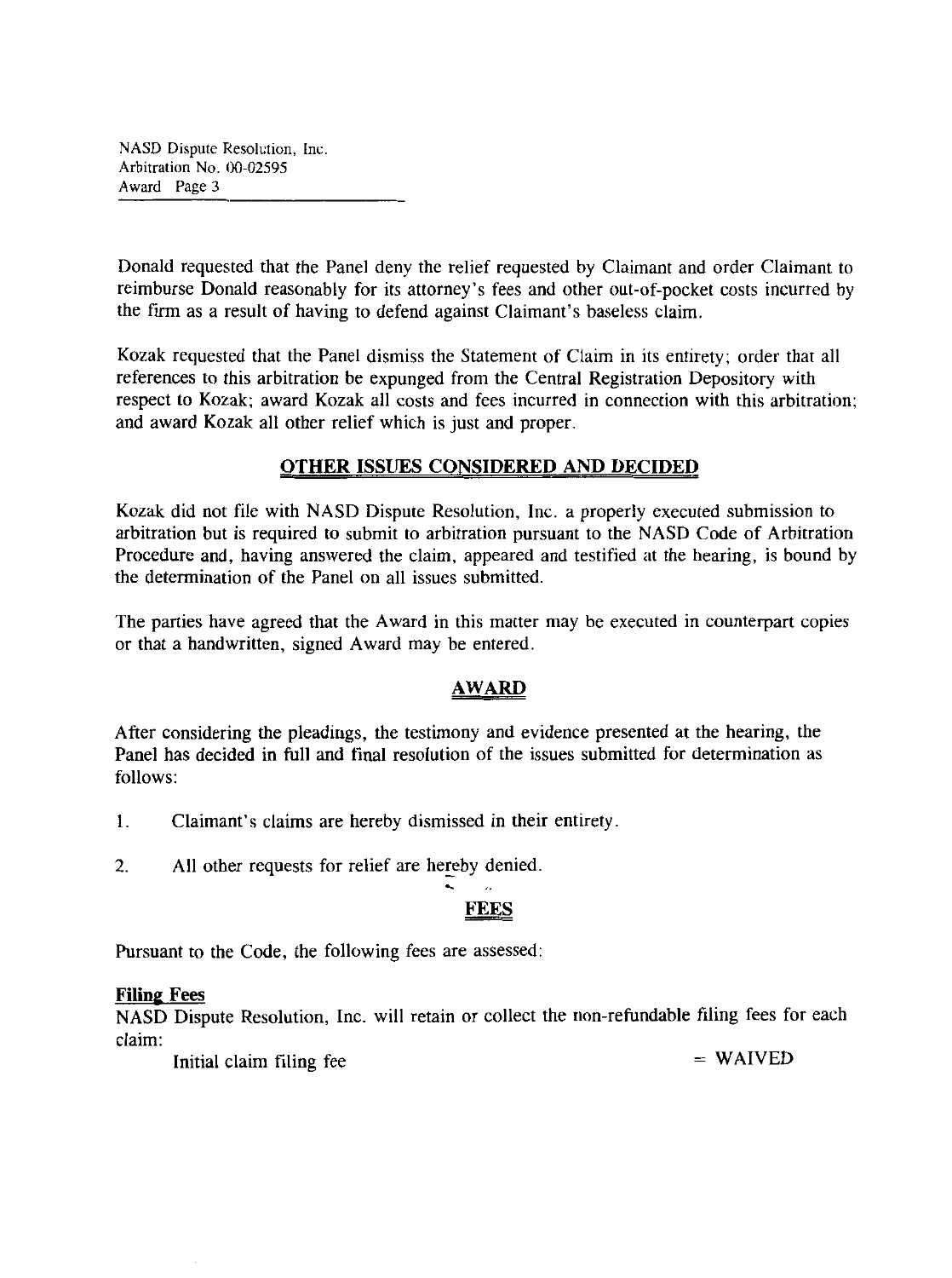Donald requested that the Panel deny the relief requested by Claimant and order Claimant to reimburse Donald reasonably for its attorney's fees and other out-of-pocket costs incurred by the firm as a result of having to defend against Claimant's baseless claim.

Kozak requested that the Panel dismiss the Statement of Claim in its entirety; order that all references to this arbitration be expunged from the Central Registration Depository with respect to Kozak; award Kozak all costs and fees incurred in connection with this arbitration; and award Kozak all other relief which is just and proper.

## OTHER ISSUES CONSIDERED AND DECIDED

Kozak did not file with NASD Dispute Resolution, Inc. a properly executed submission to arbitration but is required to submit to arbitration pursuant to the NASD Code of Arbitration Procedure and, having answered the claim, appeared and testified at the hearing, is bound by the determination of the Panel on all issues submitted.

The parties have agreed that the Award in this matter may be executed in counterpart copies or that a handwritten, signed Award may be entered.

## AWARD

After considering the pleadings, the testimony and evidence presented at the hearing, the Panel has decided in full and final resolution of the issues submitted for determination as follows:

1. Claimant's claims are hereby dismissed in their entirety.

2. All other requests for relief are hereby denied.

## FEES

Pursuant to the Code, the following fees are assessed:

**Filing Fees**

NASD Dispute Resolution, Inc. will retain or collect the non-refundable filing fees for each claim:

Initial claim filing fee = WAIVED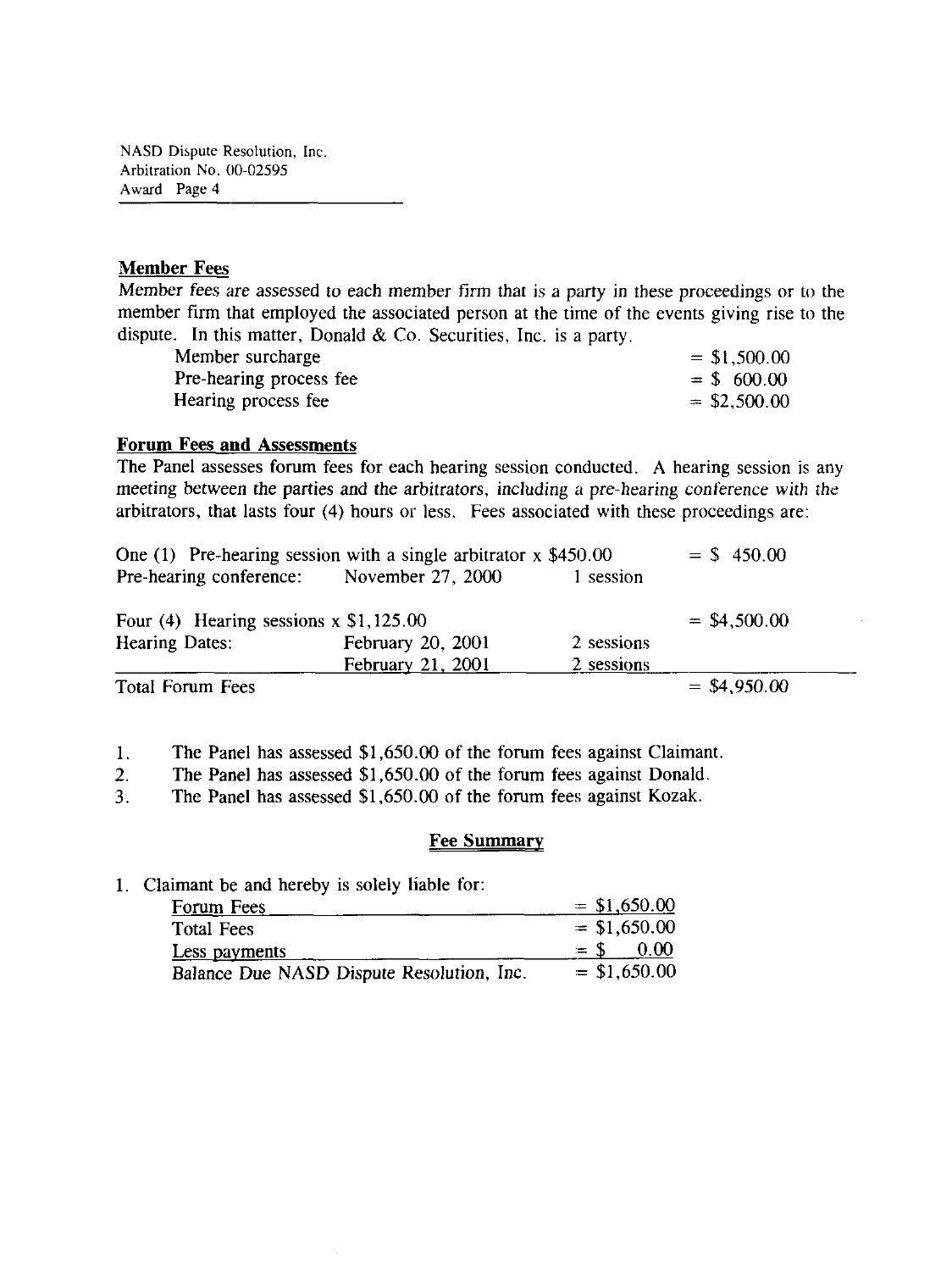**Member Fees**

Member fees are assessed to each member firm that is a party in these proceedings or to the member firm that employed the associated person at the time of the events giving rise to the dispute. In this matter, Donald & Co. Securities, Inc. is a party.

| | |
|---|---|
| Member surcharge | = $1,500.00 |
| Pre-hearing process fee | = $ 600.00 |
| Hearing process fee | = $2,500.00 |

**Forum Fees and Assessments**

The Panel assesses forum fees for each hearing session conducted. A hearing session is any meeting between the parties and the arbitrators, including a pre-hearing conference with the arbitrators, that lasts four (4) hours or less. Fees associated with these proceedings are:

| | | | |
|---|---|---|---|
| One (1) Pre-hearing session with a single arbitrator x $450.00 | | | = $ 450.00 |
| Pre-hearing conference: | November 27, 2000 | 1 session | |
| Four (4) Hearing sessions x $1,125.00 | | | = $4,500.00 |
| Hearing Dates: | February 20, 2001 | 2 sessions | |
| | February 21, 2001 | 2 sessions | |
| Total Forum Fees | | | = $4,950.00 |

1. The Panel has assessed $1,650.00 of the forum fees against Claimant.
2. The Panel has assessed $1,650.00 of the forum fees against Donald.
3. The Panel has assessed $1,650.00 of the forum fees against Kozak.

**Fee Summary**

1. Claimant be and hereby is solely liable for:

| | |
|---|---|
| Forum Fees | = $1,650.00 |
| Total Fees | = $1,650.00 |
| Less payments | = $ 0.00 |
| Balance Due NASD Dispute Resolution, Inc. | = $1,650.00 |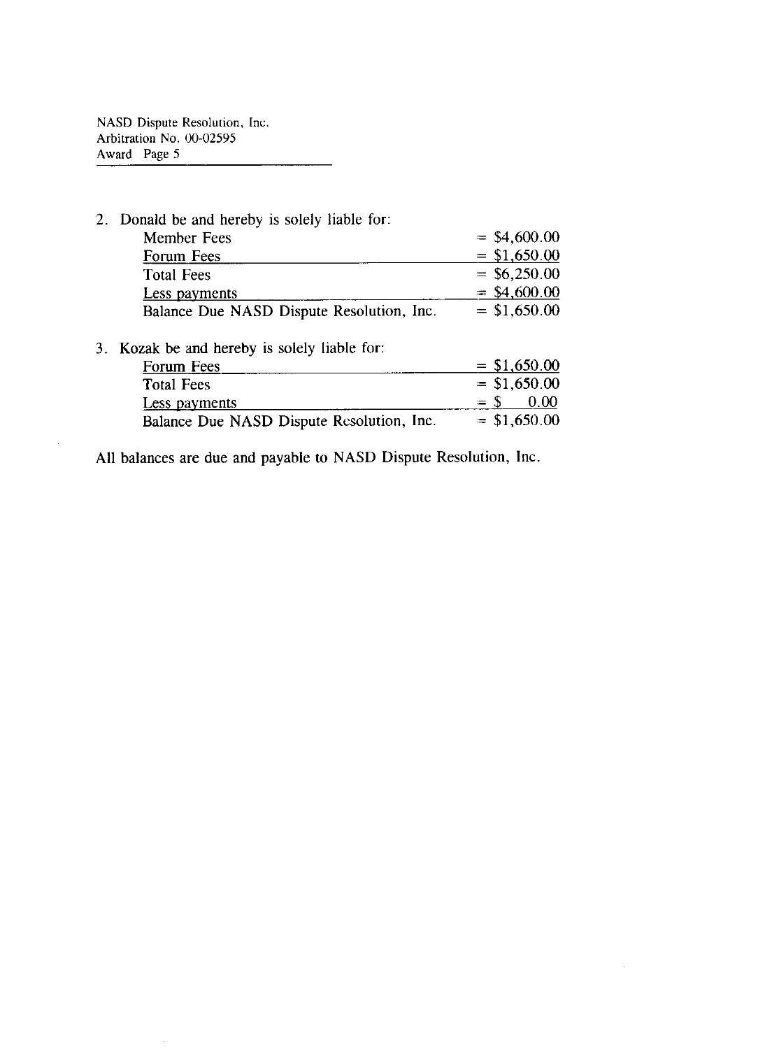2. Donald be and hereby is solely liable for:

| | |
|---|---|
| Member Fees | = $4,600.00 |
| Forum Fees | = $1,650.00 |
| Total Fees | = $6,250.00 |
| Less payments | = $4,600.00 |
| Balance Due NASD Dispute Resolution, Inc. | = $1,650.00 |

3. Kozak be and hereby is solely liable for:

| | |
|---|---|
| Forum Fees | = $1,650.00 |
| Total Fees | = $1,650.00 |
| Less payments | = $ 0.00 |
| Balance Due NASD Dispute Resolution, Inc. | = $1,650.00 |

All balances are due and payable to NASD Dispute Resolution, Inc.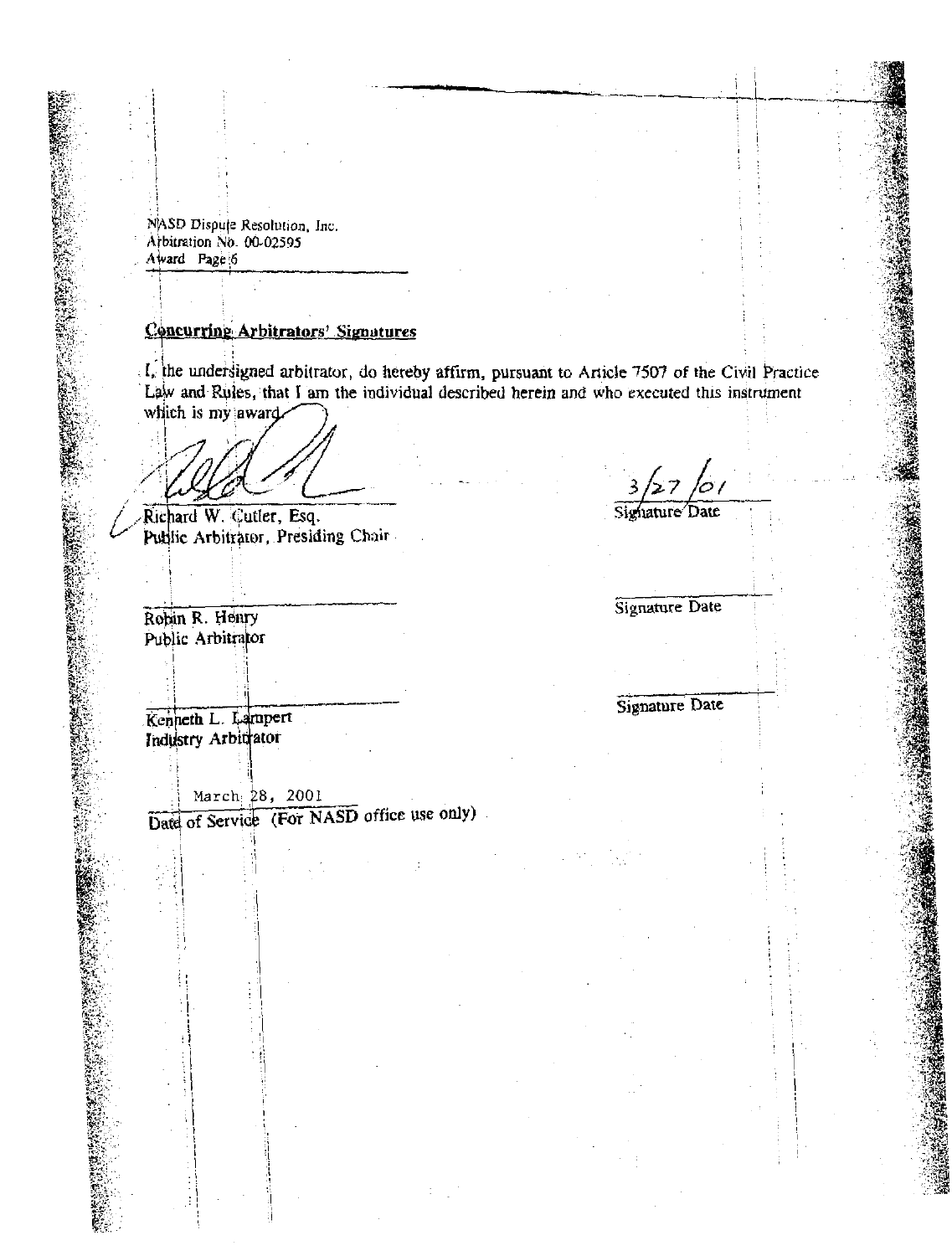NASD Dispute Resolution, Inc.
Arbitration No. 00-02595
Award Page 6

**Concurring Arbitrators' Signatures**

I, the undersigned arbitrator, do hereby affirm, pursuant to Article 7507 of the Civil Practice Law and Rules, that I am the individual described herein and who executed this instrument which is my award.

| | |
|---|---|
| Richard W. Cutler, Esq.<br>Public Arbitrator, Presiding Chair | 3/27/01<br>Signature Date |
| Robin R. Henry<br>Public Arbitrator | Signature Date |
| Kenneth L. Lampert<br>Industry Arbitrator | Signature Date |

March 28, 2001
Date of Service (For NASD office use only)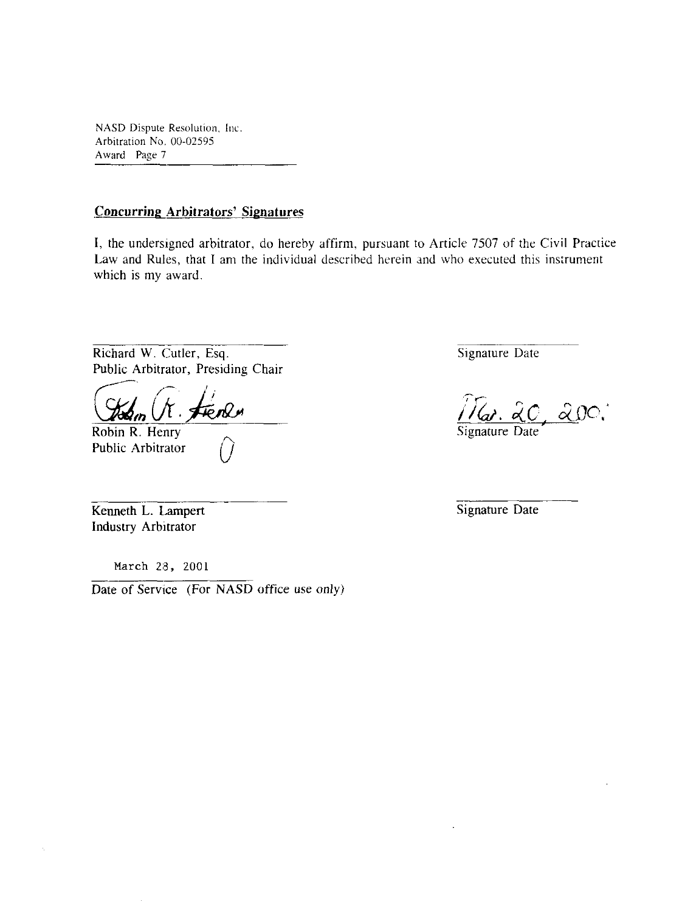NASD Dispute Resolution, Inc.
Arbitration No. 00-02595
Award Page 7

## Concurring Arbitrators' Signatures

I, the undersigned arbitrator, do hereby affirm, pursuant to Article 7507 of the Civil Practice Law and Rules, that I am the individual described herein and who executed this instrument which is my award.

| | |
|---|---|
| Richard W. Cutler, Esq.<br>Public Arbitrator, Presiding Chair | Signature Date |
| Robin R. Henry<br>Public Arbitrator | Mar. 20, 200?<br>Signature Date |
| Kenneth L. Lampert<br>Industry Arbitrator | Signature Date |

March 23, 2001

Date of Service (For NASD office use only)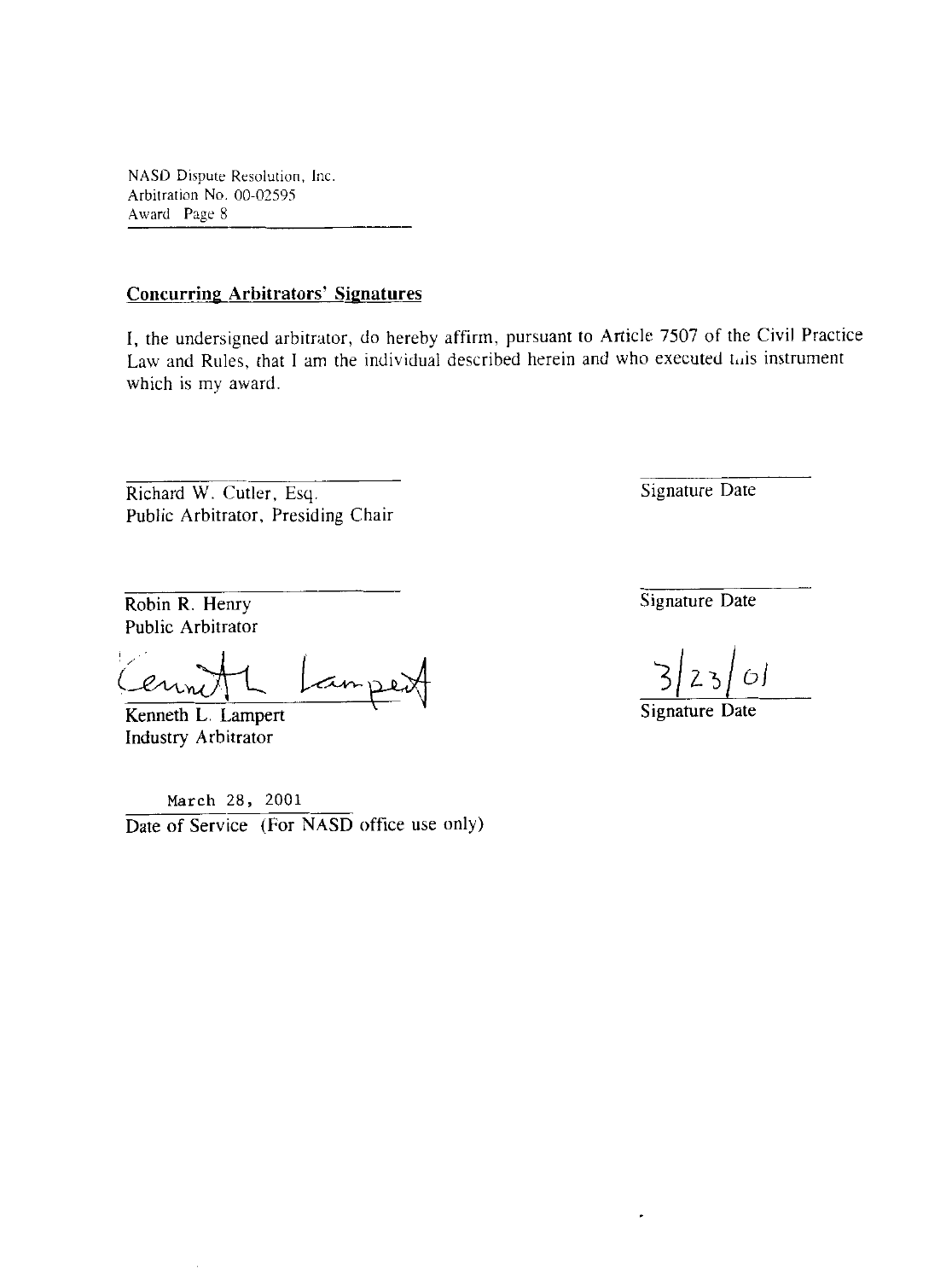## Concurring Arbitrators' Signatures

I, the undersigned arbitrator, do hereby affirm, pursuant to Article 7507 of the Civil Practice Law and Rules, that I am the individual described herein and who executed this instrument which is my award.

| | |
|---|---|
| \_\_\_\_\_\_\_\_\_\_\_\_\_\_\_\_\_\_\_\_<br>Richard W. Cutler, Esq.<br>Public Arbitrator, Presiding Chair | \_\_\_\_\_\_\_\_\_\_\_\_\_\_<br>Signature Date |
| \_\_\_\_\_\_\_\_\_\_\_\_\_\_\_\_\_\_\_\_<br>Robin R. Henry<br>Public Arbitrator | \_\_\_\_\_\_\_\_\_\_\_\_\_\_<br>Signature Date |
| Kenneth L. Lampert<br>Kenneth L. Lampert<br>Industry Arbitrator | 3/23/01<br>Signature Date |

March 28, 2001
Date of Service (For NASD office use only)